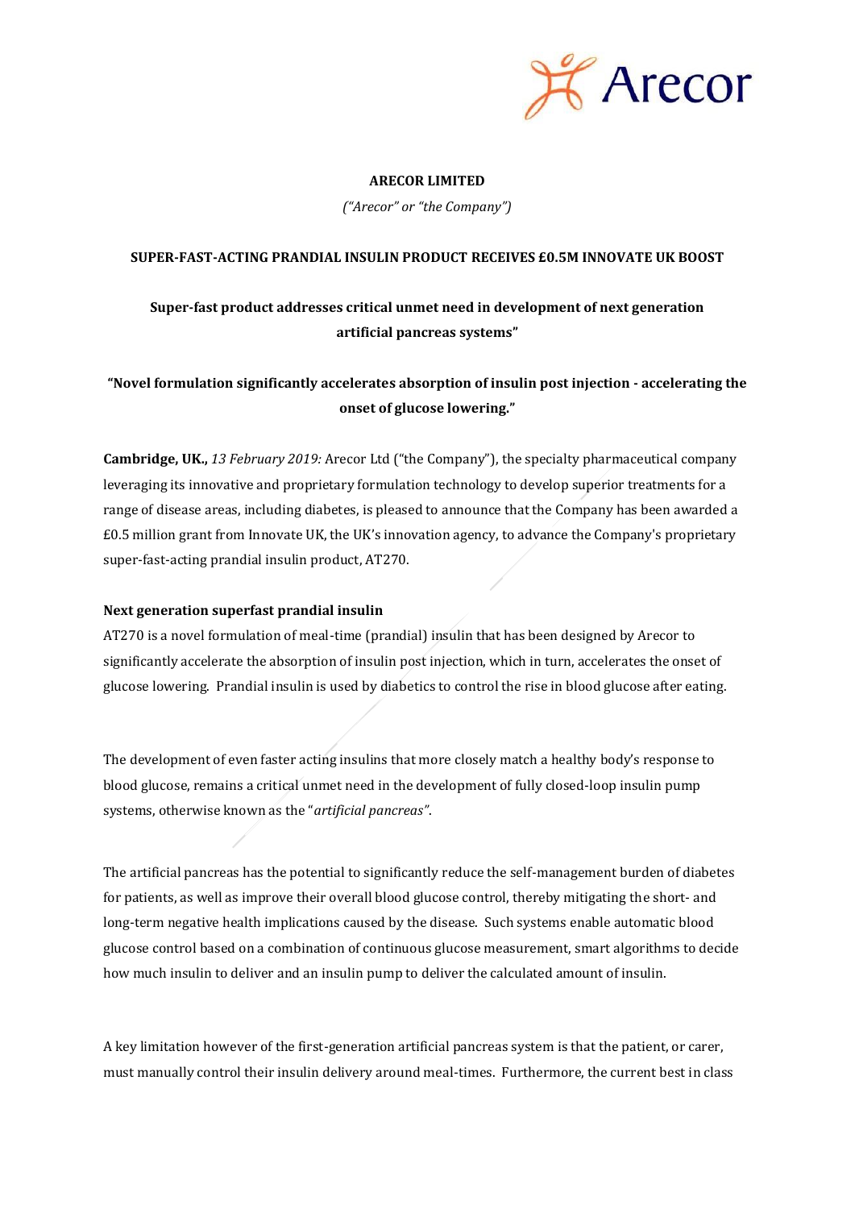**ARECOR LIMITED**

*("Arecor" or "the Company")*

**SUPER-FAST-ACTING PRANDIAL INSULIN PRODUCT RECEIVES £0.5M INNOVATE UK BOOST**

**Super-fast product addresses critical unmet need in development of next generation artificial pancreas systems"**

**"Novel formulation significantly accelerates absorption of insulin post injection - accelerating the onset of glucose lowering."**

**Cambridge, UK.,** *13 February 2019:* Arecor Ltd ("the Company"), the specialty pharmaceutical company leveraging its innovative and proprietary formulation technology to develop superior treatments for a range of disease areas, including diabetes, is pleased to announce that the Company has been awarded a £0.5 million grant from Innovate UK, the UK's innovation agency, to advance the Company's proprietary super-fast-acting prandial insulin product, AT270.

**Next generation superfast prandial insulin**

AT270 is a novel formulation of meal-time (prandial) insulin that has been designed by Arecor to significantly accelerate the absorption of insulin post injection, which in turn, accelerates the onset of glucose lowering. Prandial insulin is used by diabetics to control the rise in blood glucose after eating.

The development of even faster acting insulins that more closely match a healthy body's response to blood glucose, remains a critical unmet need in the development of fully closed-loop insulin pump systems, otherwise known as the "*artificial pancreas"*.

The artificial pancreas has the potential to significantly reduce the self-management burden of diabetes for patients, as well as improve their overall blood glucose control, thereby mitigating the short- and long-term negative health implications caused by the disease. Such systems enable automatic blood glucose control based on a combination of continuous glucose measurement, smart algorithms to decide how much insulin to deliver and an insulin pump to deliver the calculated amount of insulin.

A key limitation however of the first-generation artificial pancreas system is that the patient, or carer, must manually control their insulin delivery around meal-times. Furthermore, the current best in class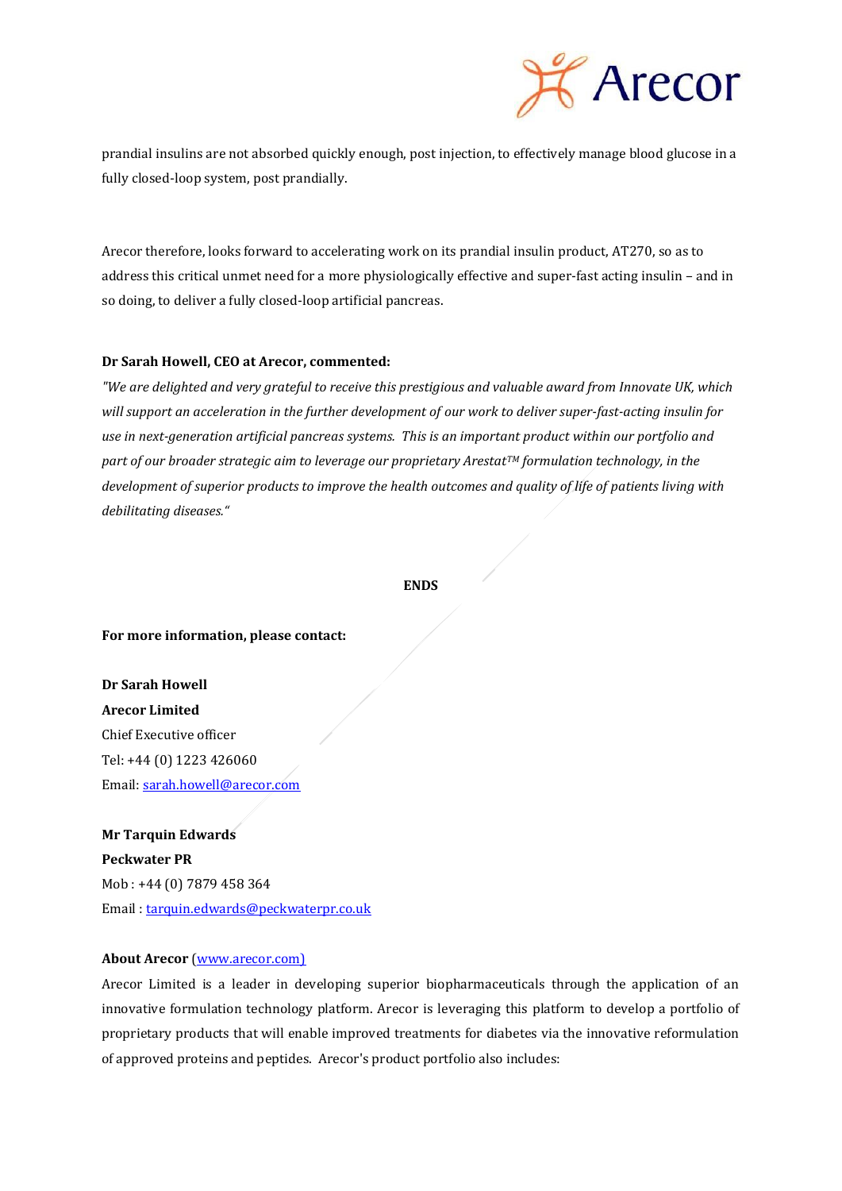prandial insulins are not absorbed quickly enough, post injection, to effectively manage blood glucose in a fully closed-loop system, post prandially.

Arecor therefore, looks forward to accelerating work on its prandial insulin product, AT270, so as to address this critical unmet need for a more physiologically effective and super-fast acting insulin – and in so doing, to deliver a fully closed-loop artificial pancreas.

**Dr Sarah Howell, CEO at Arecor, commented:**

*"We are delighted and very grateful to receive this prestigious and valuable award from Innovate UK, which will support an acceleration in the further development of our work to deliver super-fast-acting insulin for use in next-generation artificial pancreas systems. This is an important product within our portfolio and part of our broader strategic aim to leverage our proprietary Arestat™ formulation technology, in the development of superior products to improve the health outcomes and quality of life of patients living with debilitating diseases."*

**ENDS**

**For more information, please contact:**

**Dr Sarah Howell**
**Arecor Limited**
Chief Executive officer
Tel: +44 (0) 1223 426060
Email: sarah.howell@arecor.com

**Mr Tarquin Edwards**
**Peckwater PR**
Mob : +44 (0) 7879 458 364
Email : tarquin.edwards@peckwaterpr.co.uk

**About Arecor** (www.arecor.com)

Arecor Limited is a leader in developing superior biopharmaceuticals through the application of an innovative formulation technology platform. Arecor is leveraging this platform to develop a portfolio of proprietary products that will enable improved treatments for diabetes via the innovative reformulation of approved proteins and peptides. Arecor's product portfolio also includes: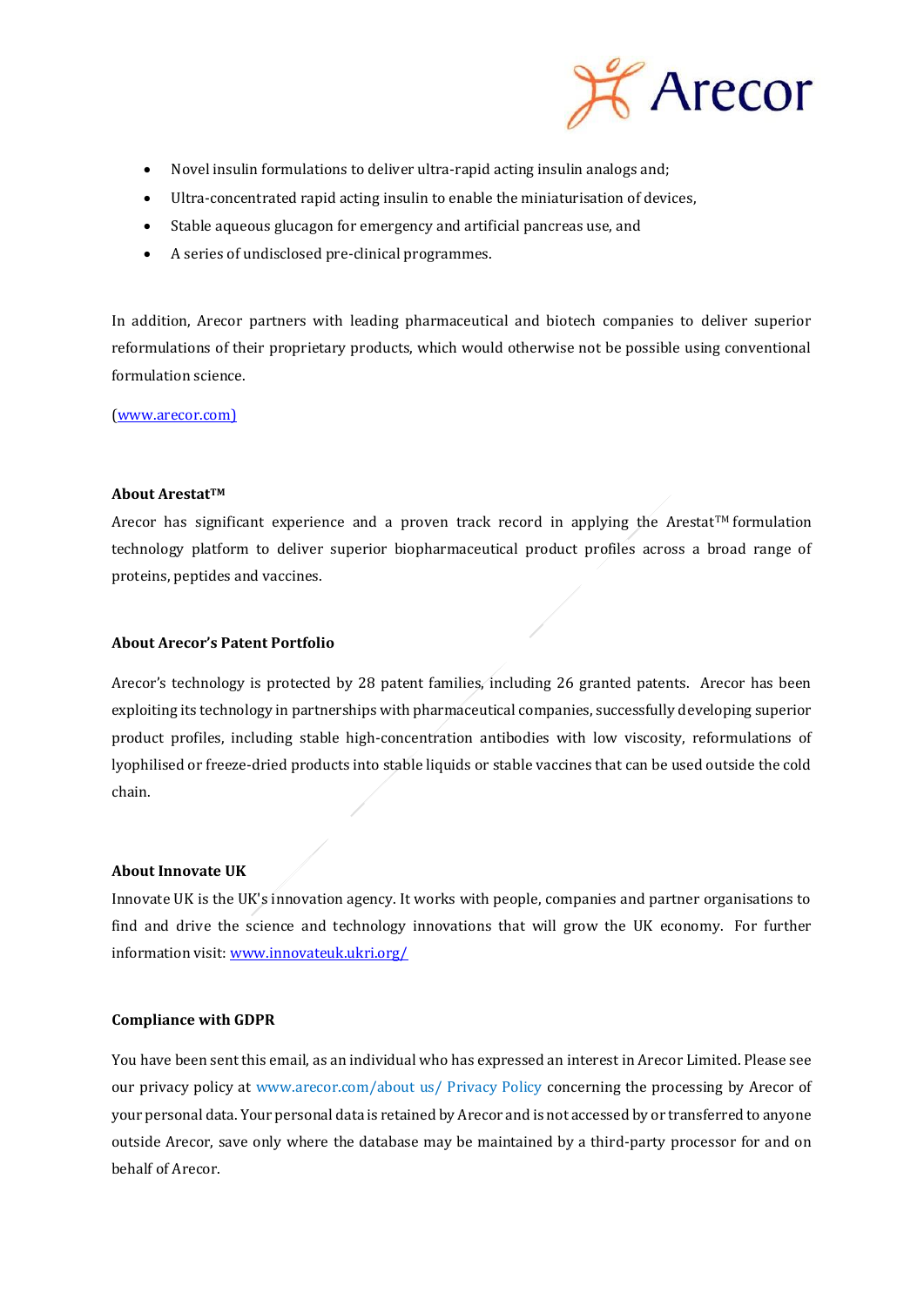- Novel insulin formulations to deliver ultra-rapid acting insulin analogs and;
- Ultra-concentrated rapid acting insulin to enable the miniaturisation of devices,
- Stable aqueous glucagon for emergency and artificial pancreas use, and
- A series of undisclosed pre-clinical programmes.

In addition, Arecor partners with leading pharmaceutical and biotech companies to deliver superior reformulations of their proprietary products, which would otherwise not be possible using conventional formulation science.

(www.arecor.com)

**About Arestat™**

Arecor has significant experience and a proven track record in applying the Arestat™ formulation technology platform to deliver superior biopharmaceutical product profiles across a broad range of proteins, peptides and vaccines.

**About Arecor's Patent Portfolio**

Arecor's technology is protected by 28 patent families, including 26 granted patents. Arecor has been exploiting its technology in partnerships with pharmaceutical companies, successfully developing superior product profiles, including stable high-concentration antibodies with low viscosity, reformulations of lyophilised or freeze-dried products into stable liquids or stable vaccines that can be used outside the cold chain.

**About Innovate UK**

Innovate UK is the UK's innovation agency. It works with people, companies and partner organisations to find and drive the science and technology innovations that will grow the UK economy. For further information visit: www.innovateuk.ukri.org/

**Compliance with GDPR**

You have been sent this email, as an individual who has expressed an interest in Arecor Limited. Please see our privacy policy at www.arecor.com/about us/ Privacy Policy concerning the processing by Arecor of your personal data. Your personal data is retained by Arecor and is not accessed by or transferred to anyone outside Arecor, save only where the database may be maintained by a third-party processor for and on behalf of Arecor.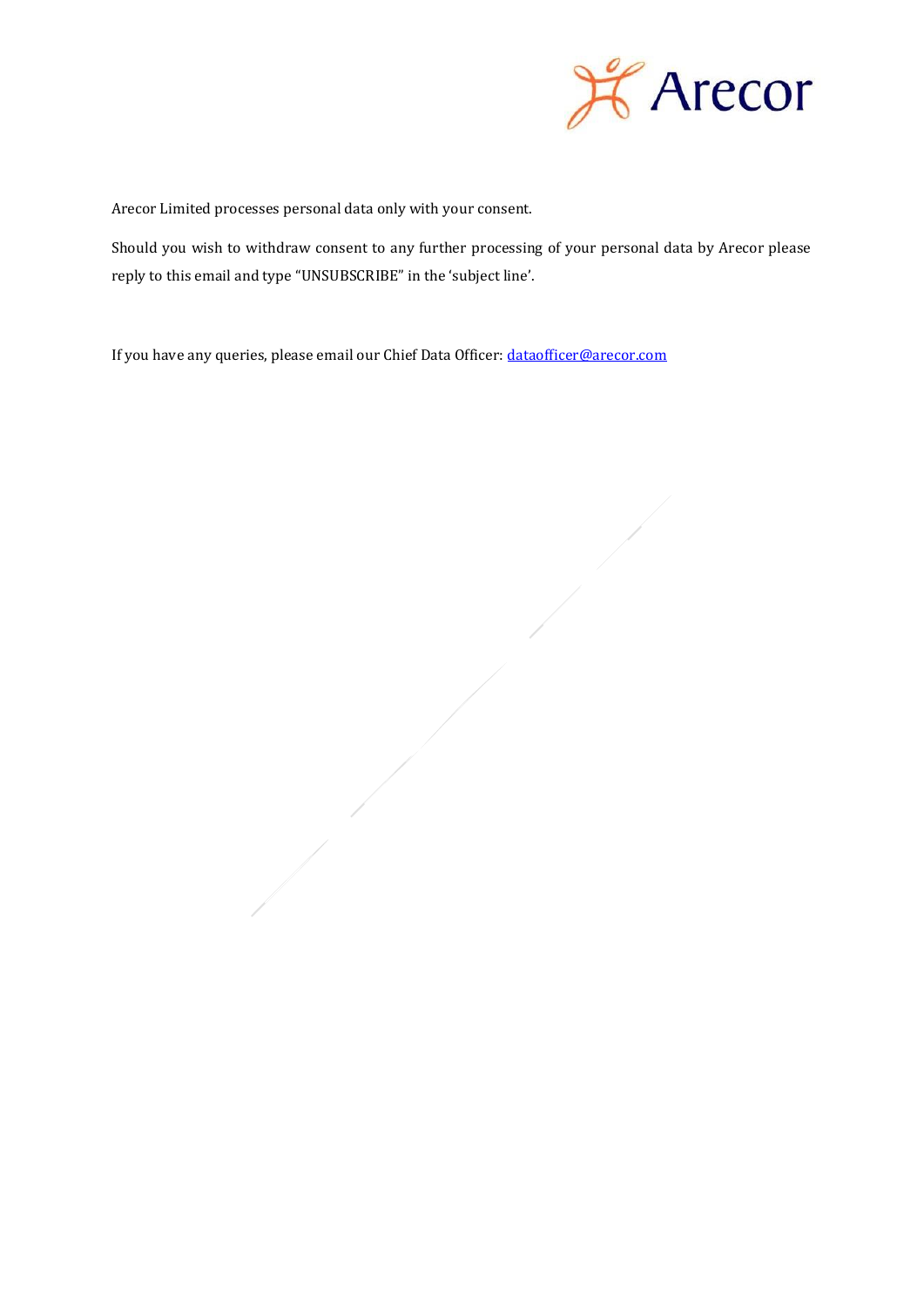Arecor Limited processes personal data only with your consent.

Should you wish to withdraw consent to any further processing of your personal data by Arecor please reply to this email and type "UNSUBSCRIBE" in the 'subject line'.

If you have any queries, please email our Chief Data Officer: dataofficer@arecor.com